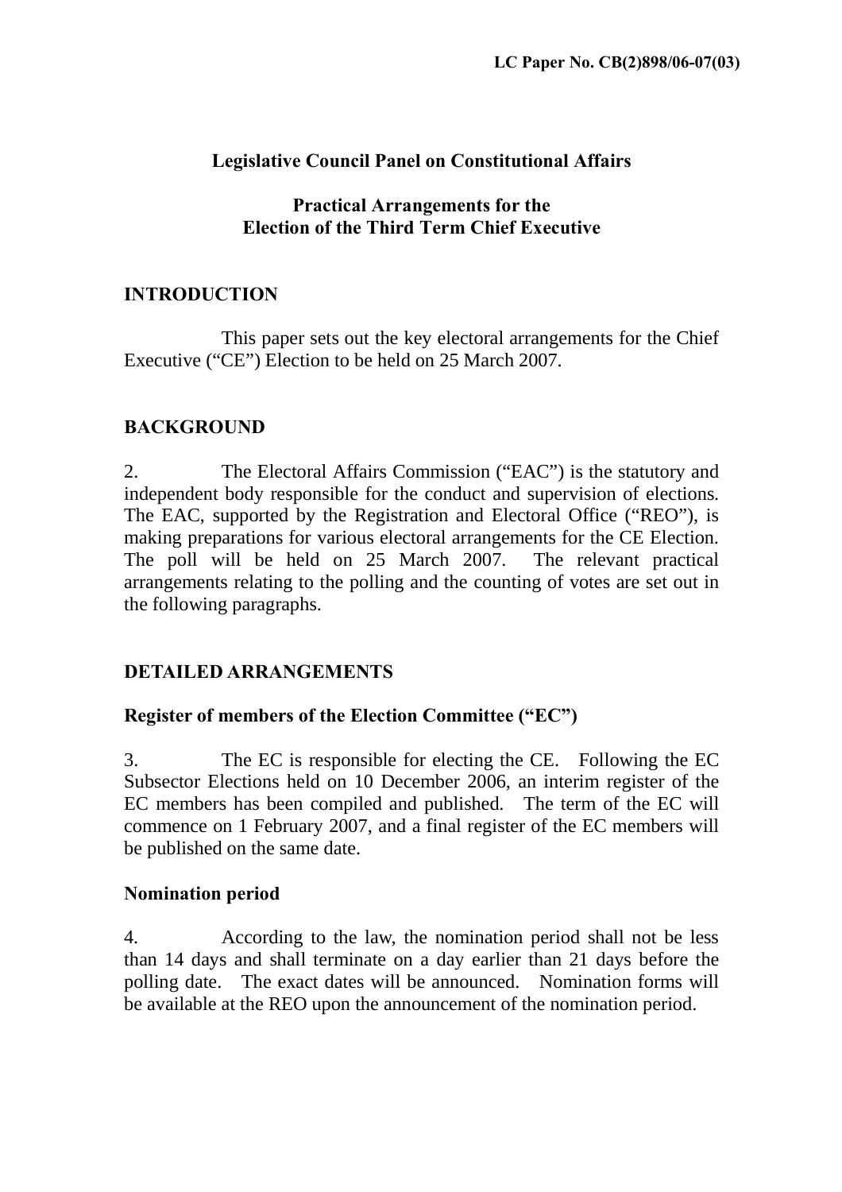**LC Paper No. CB(2)898/06-07(03)**

## Legislative Council Panel on Constitutional Affairs

## Practical Arrangements for the Election of the Third Term Chief Executive

### INTRODUCTION

This paper sets out the key electoral arrangements for the Chief Executive ("CE") Election to be held on 25 March 2007.

### BACKGROUND

2. The Electoral Affairs Commission ("EAC") is the statutory and independent body responsible for the conduct and supervision of elections. The EAC, supported by the Registration and Electoral Office ("REO"), is making preparations for various electoral arrangements for the CE Election. The poll will be held on 25 March 2007. The relevant practical arrangements relating to the polling and the counting of votes are set out in the following paragraphs.

### DETAILED ARRANGEMENTS

#### Register of members of the Election Committee ("EC")

3. The EC is responsible for electing the CE. Following the EC Subsector Elections held on 10 December 2006, an interim register of the EC members has been compiled and published. The term of the EC will commence on 1 February 2007, and a final register of the EC members will be published on the same date.

#### Nomination period

4. According to the law, the nomination period shall not be less than 14 days and shall terminate on a day earlier than 21 days before the polling date. The exact dates will be announced. Nomination forms will be available at the REO upon the announcement of the nomination period.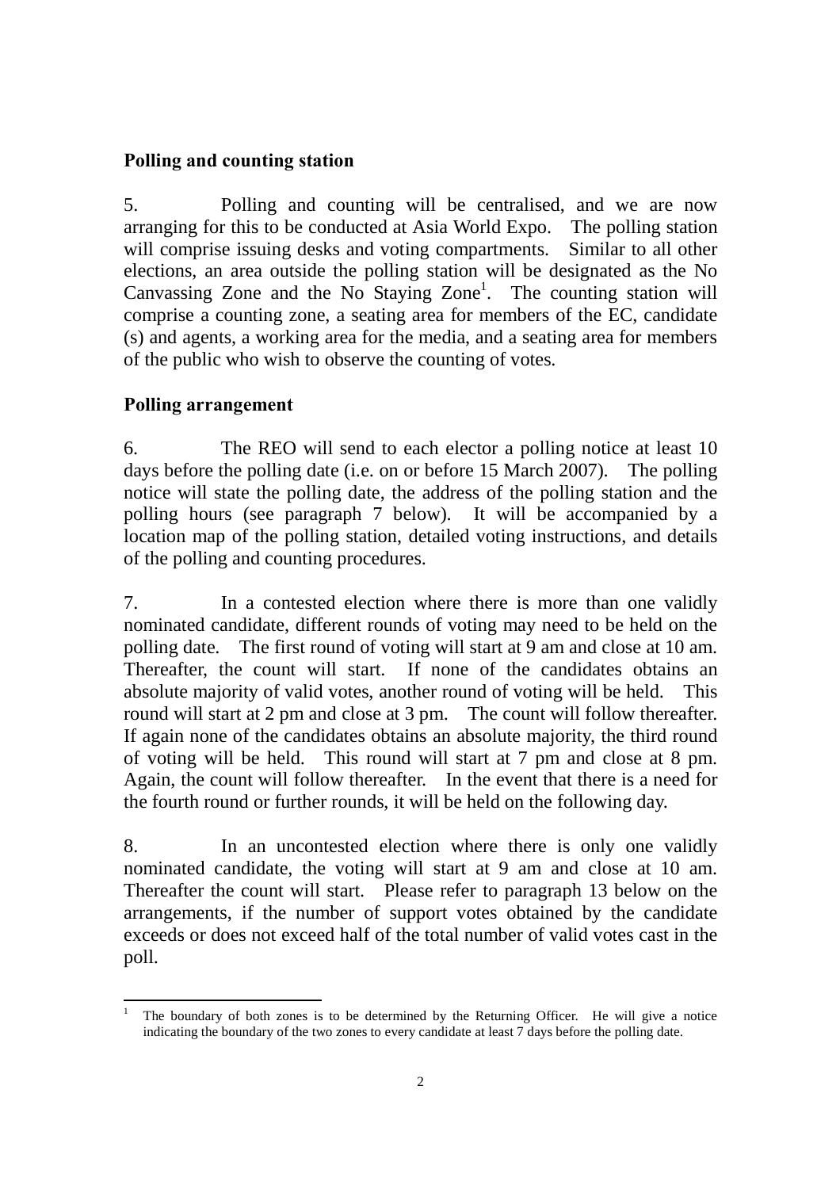**Polling and counting station**

5. Polling and counting will be centralised, and we are now arranging for this to be conducted at Asia World Expo. The polling station will comprise issuing desks and voting compartments. Similar to all other elections, an area outside the polling station will be designated as the No Canvassing Zone and the No Staying Zone[1]. The counting station will comprise a counting zone, a seating area for members of the EC, candidate (s) and agents, a working area for the media, and a seating area for members of the public who wish to observe the counting of votes.

**Polling arrangement**

6. The REO will send to each elector a polling notice at least 10 days before the polling date (i.e. on or before 15 March 2007). The polling notice will state the polling date, the address of the polling station and the polling hours (see paragraph 7 below). It will be accompanied by a location map of the polling station, detailed voting instructions, and details of the polling and counting procedures.

7. In a contested election where there is more than one validly nominated candidate, different rounds of voting may need to be held on the polling date. The first round of voting will start at 9 am and close at 10 am. Thereafter, the count will start. If none of the candidates obtains an absolute majority of valid votes, another round of voting will be held. This round will start at 2 pm and close at 3 pm. The count will follow thereafter. If again none of the candidates obtains an absolute majority, the third round of voting will be held. This round will start at 7 pm and close at 8 pm. Again, the count will follow thereafter. In the event that there is a need for the fourth round or further rounds, it will be held on the following day.

8. In an uncontested election where there is only one validly nominated candidate, the voting will start at 9 am and close at 10 am. Thereafter the count will start. Please refer to paragraph 13 below on the arrangements, if the number of support votes obtained by the candidate exceeds or does not exceed half of the total number of valid votes cast in the poll.

---

[1] The boundary of both zones is to be determined by the Returning Officer. He will give a notice indicating the boundary of the two zones to every candidate at least 7 days before the polling date.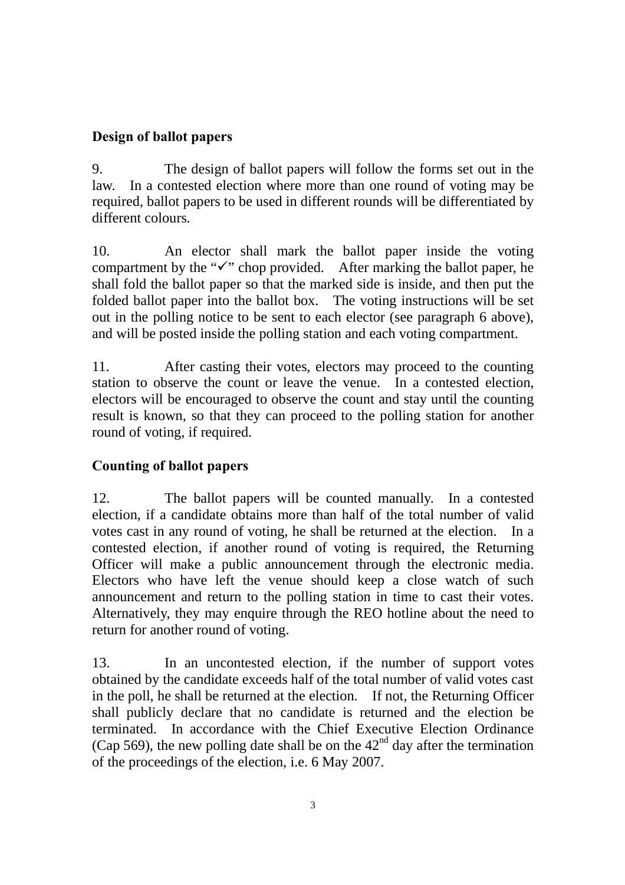## Design of ballot papers

9. The design of ballot papers will follow the forms set out in the law. In a contested election where more than one round of voting may be required, ballot papers to be used in different rounds will be differentiated by different colours.

10. An elector shall mark the ballot paper inside the voting compartment by the "✓" chop provided. After marking the ballot paper, he shall fold the ballot paper so that the marked side is inside, and then put the folded ballot paper into the ballot box. The voting instructions will be set out in the polling notice to be sent to each elector (see paragraph 6 above), and will be posted inside the polling station and each voting compartment.

11. After casting their votes, electors may proceed to the counting station to observe the count or leave the venue. In a contested election, electors will be encouraged to observe the count and stay until the counting result is known, so that they can proceed to the polling station for another round of voting, if required.

## Counting of ballot papers

12. The ballot papers will be counted manually. In a contested election, if a candidate obtains more than half of the total number of valid votes cast in any round of voting, he shall be returned at the election. In a contested election, if another round of voting is required, the Returning Officer will make a public announcement through the electronic media. Electors who have left the venue should keep a close watch of such announcement and return to the polling station in time to cast their votes. Alternatively, they may enquire through the REO hotline about the need to return for another round of voting.

13. In an uncontested election, if the number of support votes obtained by the candidate exceeds half of the total number of valid votes cast in the poll, he shall be returned at the election. If not, the Returning Officer shall publicly declare that no candidate is returned and the election be terminated. In accordance with the Chief Executive Election Ordinance (Cap 569), the new polling date shall be on the 42nd day after the termination of the proceedings of the election, i.e. 6 May 2007.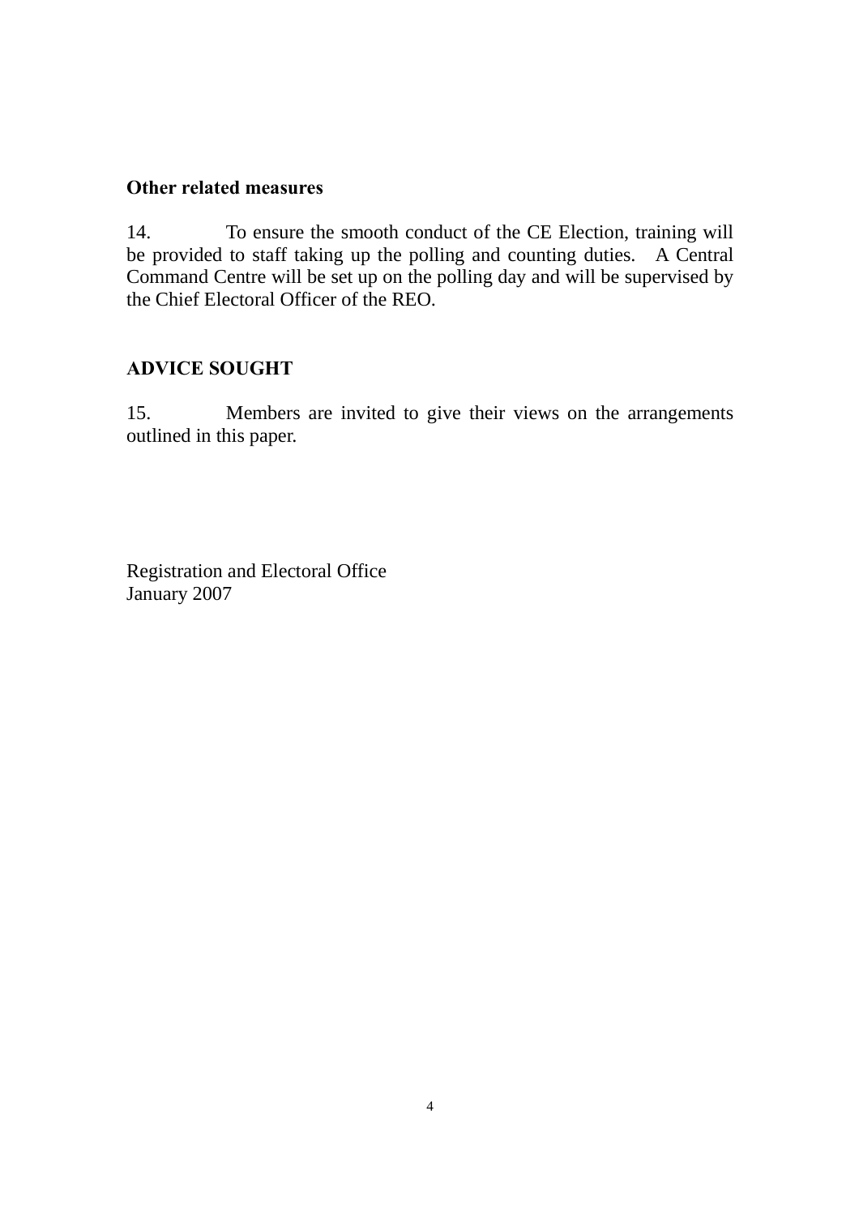**Other related measures**

14. To ensure the smooth conduct of the CE Election, training will be provided to staff taking up the polling and counting duties. A Central Command Centre will be set up on the polling day and will be supervised by the Chief Electoral Officer of the REO.

## ADVICE SOUGHT

15. Members are invited to give their views on the arrangements outlined in this paper.

Registration and Electoral Office
January 2007